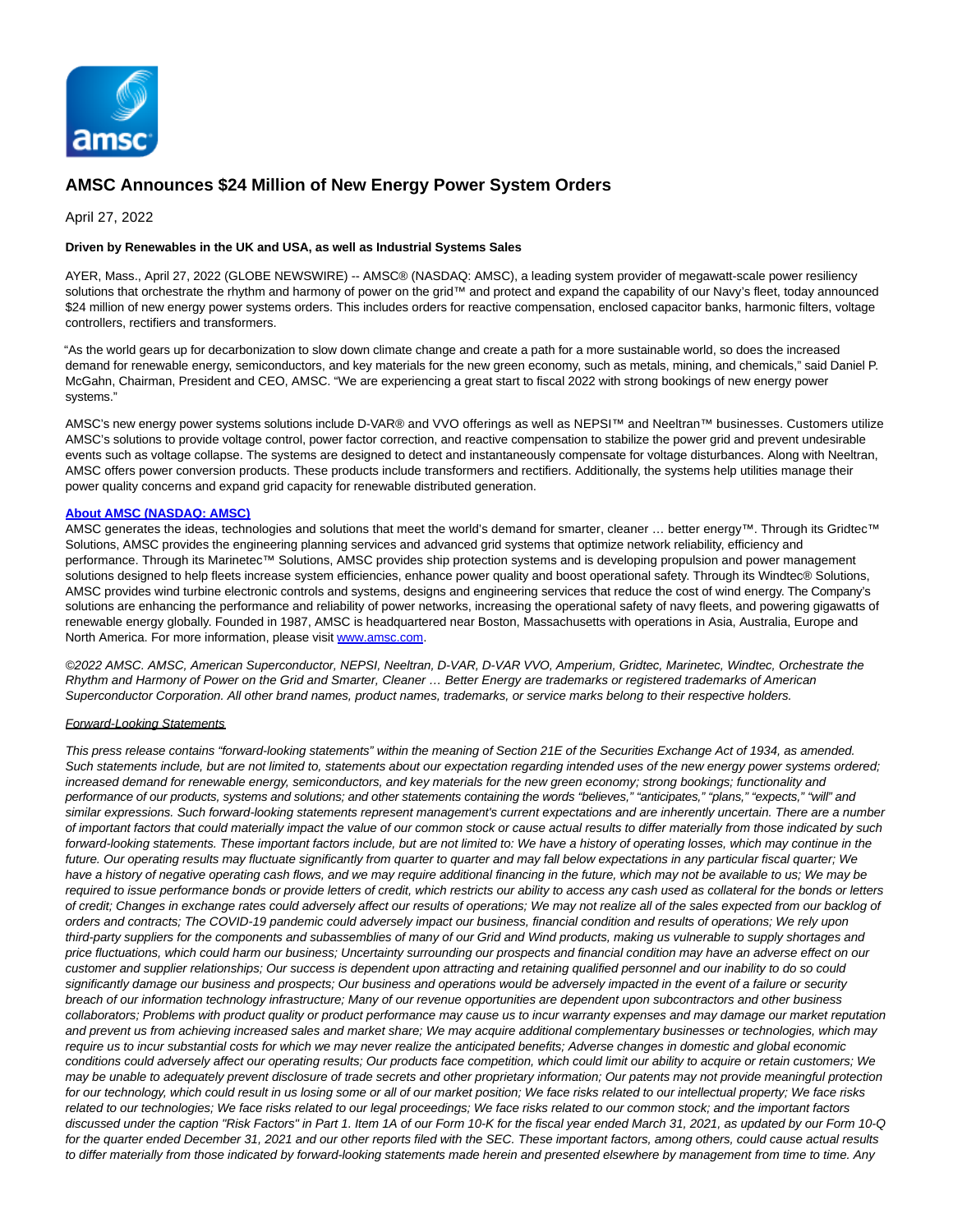# AMSC Announces $24 Million of New Energy Power System Orders

April 27, 2022

**Driven by Renewables in the UK and USA, as well as Industrial Systems Sales**

AYER, Mass., April 27, 2022 (GLOBE NEWSWIRE) -- AMSC® (NASDAQ: AMSC), a leading system provider of megawatt-scale power resiliency solutions that orchestrate the rhythm and harmony of power on the grid™ and protect and expand the capability of our Navy's fleet, today announced $24 million of new energy power systems orders. This includes orders for reactive compensation, enclosed capacitor banks, harmonic filters, voltage controllers, rectifiers and transformers.

"As the world gears up for decarbonization to slow down climate change and create a path for a more sustainable world, so does the increased demand for renewable energy, semiconductors, and key materials for the new green economy, such as metals, mining, and chemicals," said Daniel P. McGahn, Chairman, President and CEO, AMSC. "We are experiencing a great start to fiscal 2022 with strong bookings of new energy power systems."

AMSC's new energy power systems solutions include D-VAR® and VVO offerings as well as NEPSI™ and Neeltran™ businesses. Customers utilize AMSC's solutions to provide voltage control, power factor correction, and reactive compensation to stabilize the power grid and prevent undesirable events such as voltage collapse. The systems are designed to detect and instantaneously compensate for voltage disturbances. Along with Neeltran, AMSC offers power conversion products. These products include transformers and rectifiers. Additionally, the systems help utilities manage their power quality concerns and expand grid capacity for renewable distributed generation.

**About AMSC (NASDAQ: AMSC)**

AMSC generates the ideas, technologies and solutions that meet the world's demand for smarter, cleaner … better energy™. Through its Gridtec™ Solutions, AMSC provides the engineering planning services and advanced grid systems that optimize network reliability, efficiency and performance. Through its Marinetec™ Solutions, AMSC provides ship protection systems and is developing propulsion and power management solutions designed to help fleets increase system efficiencies, enhance power quality and boost operational safety. Through its Windtec® Solutions, AMSC provides wind turbine electronic controls and systems, designs and engineering services that reduce the cost of wind energy. The Company's solutions are enhancing the performance and reliability of power networks, increasing the operational safety of navy fleets, and powering gigawatts of renewable energy globally. Founded in 1987, AMSC is headquartered near Boston, Massachusetts with operations in Asia, Australia, Europe and North America. For more information, please visit www.amsc.com.

*©2022 AMSC. AMSC, American Superconductor, NEPSI, Neeltran, D-VAR, D-VAR VVO, Amperium, Gridtec, Marinetec, Windtec, Orchestrate the Rhythm and Harmony of Power on the Grid and Smarter, Cleaner … Better Energy are trademarks or registered trademarks of American Superconductor Corporation. All other brand names, product names, trademarks, or service marks belong to their respective holders.*

*Forward-Looking Statements*

*This press release contains "forward-looking statements" within the meaning of Section 21E of the Securities Exchange Act of 1934, as amended. Such statements include, but are not limited to, statements about our expectation regarding intended uses of the new energy power systems ordered; increased demand for renewable energy, semiconductors, and key materials for the new green economy; strong bookings; functionality and performance of our products, systems and solutions; and other statements containing the words "believes," "anticipates," "plans," "expects," "will" and similar expressions. Such forward-looking statements represent management's current expectations and are inherently uncertain. There are a number of important factors that could materially impact the value of our common stock or cause actual results to differ materially from those indicated by such forward-looking statements. These important factors include, but are not limited to: We have a history of operating losses, which may continue in the future. Our operating results may fluctuate significantly from quarter to quarter and may fall below expectations in any particular fiscal quarter; We have a history of negative operating cash flows, and we may require additional financing in the future, which may not be available to us; We may be required to issue performance bonds or provide letters of credit, which restricts our ability to access any cash used as collateral for the bonds or letters of credit; Changes in exchange rates could adversely affect our results of operations; We may not realize all of the sales expected from our backlog of orders and contracts; The COVID-19 pandemic could adversely impact our business, financial condition and results of operations; We rely upon third-party suppliers for the components and subassemblies of many of our Grid and Wind products, making us vulnerable to supply shortages and price fluctuations, which could harm our business; Uncertainty surrounding our prospects and financial condition may have an adverse effect on our customer and supplier relationships; Our success is dependent upon attracting and retaining qualified personnel and our inability to do so could significantly damage our business and prospects; Our business and operations would be adversely impacted in the event of a failure or security breach of our information technology infrastructure; Many of our revenue opportunities are dependent upon subcontractors and other business collaborators; Problems with product quality or product performance may cause us to incur warranty expenses and may damage our market reputation and prevent us from achieving increased sales and market share; We may acquire additional complementary businesses or technologies, which may require us to incur substantial costs for which we may never realize the anticipated benefits; Adverse changes in domestic and global economic conditions could adversely affect our operating results; Our products face competition, which could limit our ability to acquire or retain customers; We may be unable to adequately prevent disclosure of trade secrets and other proprietary information; Our patents may not provide meaningful protection for our technology, which could result in us losing some or all of our market position; We face risks related to our intellectual property; We face risks related to our technologies; We face risks related to our legal proceedings; We face risks related to our common stock; and the important factors discussed under the caption "Risk Factors" in Part 1. Item 1A of our Form 10-K for the fiscal year ended March 31, 2021, as updated by our Form 10-Q for the quarter ended December 31, 2021 and our other reports filed with the SEC. These important factors, among others, could cause actual results to differ materially from those indicated by forward-looking statements made herein and presented elsewhere by management from time to time. Any*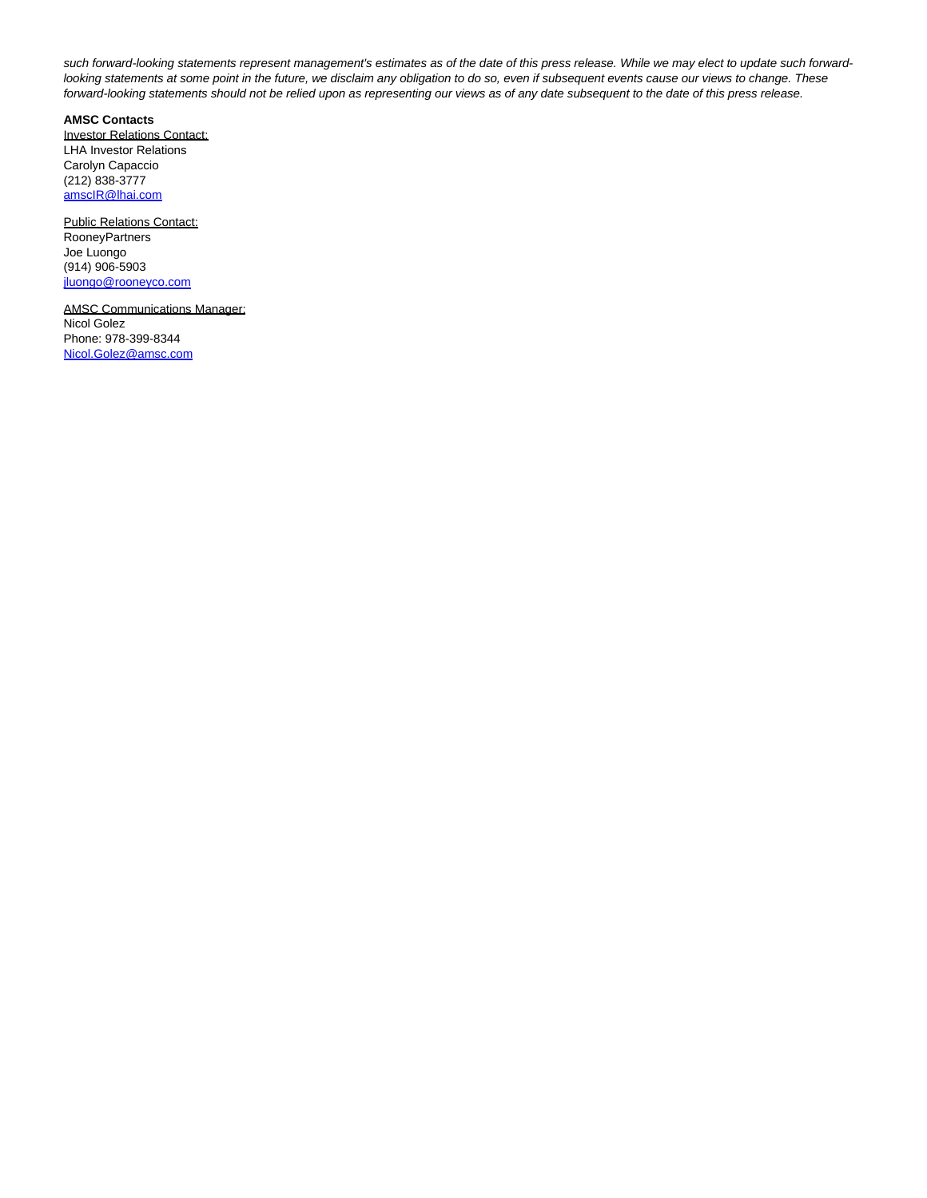*such forward-looking statements represent management's estimates as of the date of this press release. While we may elect to update such forward-looking statements at some point in the future, we disclaim any obligation to do so, even if subsequent events cause our views to change. These forward-looking statements should not be relied upon as representing our views as of any date subsequent to the date of this press release.*

**AMSC Contacts**

Investor Relations Contact:
LHA Investor Relations
Carolyn Capaccio
(212) 838-3777
amscIR@lhai.com

Public Relations Contact:
RooneyPartners
Joe Luongo
(914) 906-5903
jluongo@rooneyco.com

AMSC Communications Manager:
Nicol Golez
Phone: 978-399-8344
Nicol.Golez@amsc.com